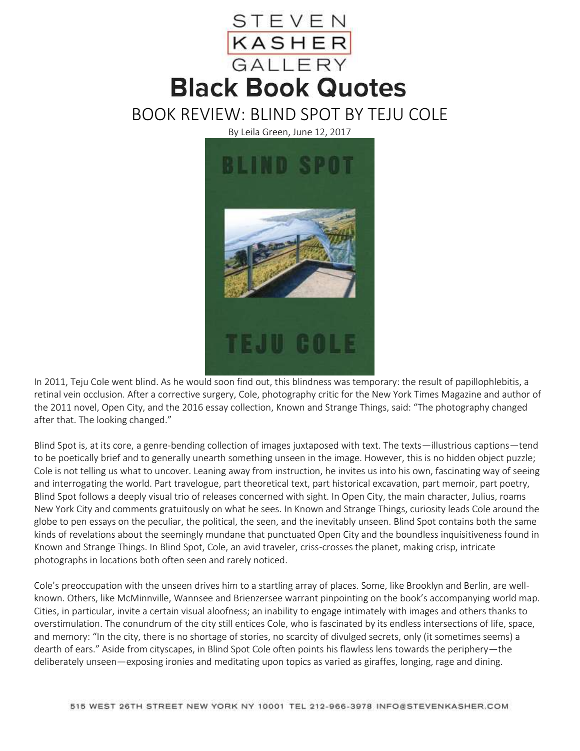STEVEN KASHER GALLERY

# Black Book Quotes

## BOOK REVIEW: BLIND SPOT BY TEJU COLE

By Leila Green, June 12, 2017

In 2011, Teju Cole went blind. As he would soon find out, this blindness was temporary: the result of papillophlebitis, a retinal vein occlusion. After a corrective surgery, Cole, photography critic for the New York Times Magazine and author of the 2011 novel, Open City, and the 2016 essay collection, Known and Strange Things, said: "The photography changed after that. The looking changed."

Blind Spot is, at its core, a genre-bending collection of images juxtaposed with text. The texts—illustrious captions—tend to be poetically brief and to generally unearth something unseen in the image. However, this is no hidden object puzzle; Cole is not telling us what to uncover. Leaning away from instruction, he invites us into his own, fascinating way of seeing and interrogating the world. Part travelogue, part theoretical text, part historical excavation, part memoir, part poetry, Blind Spot follows a deeply visual trio of releases concerned with sight. In Open City, the main character, Julius, roams New York City and comments gratuitously on what he sees. In Known and Strange Things, curiosity leads Cole around the globe to pen essays on the peculiar, the political, the seen, and the inevitably unseen. Blind Spot contains both the same kinds of revelations about the seemingly mundane that punctuated Open City and the boundless inquisitiveness found in Known and Strange Things. In Blind Spot, Cole, an avid traveler, criss-crosses the planet, making crisp, intricate photographs in locations both often seen and rarely noticed.

Cole's preoccupation with the unseen drives him to a startling array of places. Some, like Brooklyn and Berlin, are well-known. Others, like McMinnville, Wannsee and Brienzersee warrant pinpointing on the book's accompanying world map. Cities, in particular, invite a certain visual aloofness; an inability to engage intimately with images and others thanks to overstimulation. The conundrum of the city still entices Cole, who is fascinated by its endless intersections of life, space, and memory: "In the city, there is no shortage of stories, no scarcity of divulged secrets, only (it sometimes seems) a dearth of ears." Aside from cityscapes, in Blind Spot Cole often points his flawless lens towards the periphery—the deliberately unseen—exposing ironies and meditating upon topics as varied as giraffes, longing, rage and dining.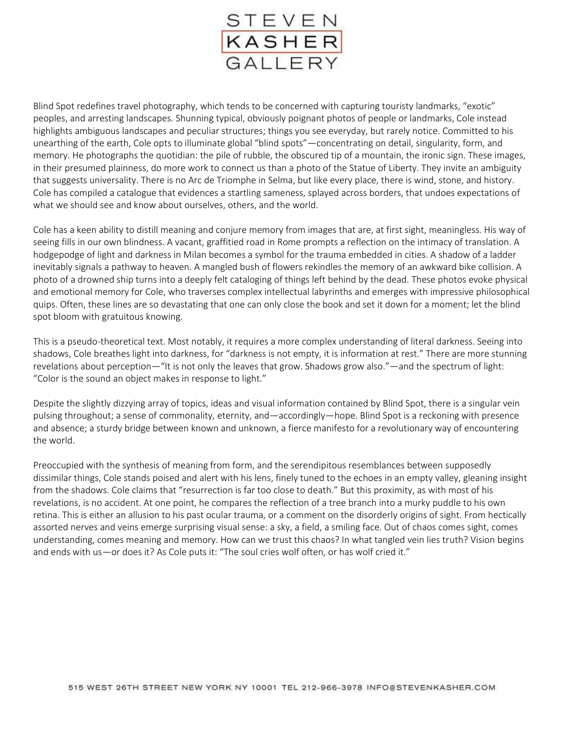Blind Spot redefines travel photography, which tends to be concerned with capturing touristy landmarks, "exotic" peoples, and arresting landscapes. Shunning typical, obviously poignant photos of people or landmarks, Cole instead highlights ambiguous landscapes and peculiar structures; things you see everyday, but rarely notice. Committed to his unearthing of the earth, Cole opts to illuminate global "blind spots"—concentrating on detail, singularity, form, and memory. He photographs the quotidian: the pile of rubble, the obscured tip of a mountain, the ironic sign. These images, in their presumed plainness, do more work to connect us than a photo of the Statue of Liberty. They invite an ambiguity that suggests universality. There is no Arc de Triomphe in Selma, but like every place, there is wind, stone, and history. Cole has compiled a catalogue that evidences a startling sameness, splayed across borders, that undoes expectations of what we should see and know about ourselves, others, and the world.

Cole has a keen ability to distill meaning and conjure memory from images that are, at first sight, meaningless. His way of seeing fills in our own blindness. A vacant, graffitied road in Rome prompts a reflection on the intimacy of translation. A hodgepodge of light and darkness in Milan becomes a symbol for the trauma embedded in cities. A shadow of a ladder inevitably signals a pathway to heaven. A mangled bush of flowers rekindles the memory of an awkward bike collision. A photo of a drowned ship turns into a deeply felt cataloging of things left behind by the dead. These photos evoke physical and emotional memory for Cole, who traverses complex intellectual labyrinths and emerges with impressive philosophical quips. Often, these lines are so devastating that one can only close the book and set it down for a moment; let the blind spot bloom with gratuitous knowing.

This is a pseudo-theoretical text. Most notably, it requires a more complex understanding of literal darkness. Seeing into shadows, Cole breathes light into darkness, for "darkness is not empty, it is information at rest." There are more stunning revelations about perception—"It is not only the leaves that grow. Shadows grow also."—and the spectrum of light: "Color is the sound an object makes in response to light."

Despite the slightly dizzying array of topics, ideas and visual information contained by Blind Spot, there is a singular vein pulsing throughout; a sense of commonality, eternity, and—accordingly—hope. Blind Spot is a reckoning with presence and absence; a sturdy bridge between known and unknown, a fierce manifesto for a revolutionary way of encountering the world.

Preoccupied with the synthesis of meaning from form, and the serendipitous resemblances between supposedly dissimilar things, Cole stands poised and alert with his lens, finely tuned to the echoes in an empty valley, gleaning insight from the shadows. Cole claims that "resurrection is far too close to death." But this proximity, as with most of his revelations, is no accident. At one point, he compares the reflection of a tree branch into a murky puddle to his own retina. This is either an allusion to his past ocular trauma, or a comment on the disorderly origins of sight. From hectically assorted nerves and veins emerge surprising visual sense: a sky, a field, a smiling face. Out of chaos comes sight, comes understanding, comes meaning and memory. How can we trust this chaos? In what tangled vein lies truth? Vision begins and ends with us—or does it? As Cole puts it: "The soul cries wolf often, or has wolf cried it."